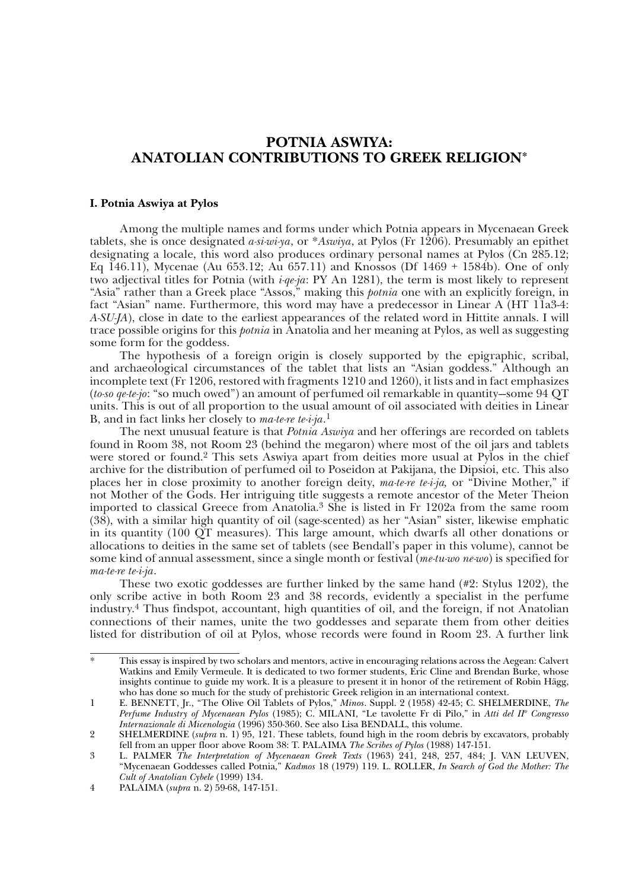# POTNIA ASWIYA: ANATOLIAN CONTRIBUTIONS TO GREEK RELIGION*

## I. Potnia Aswiya at Pylos

Among the multiple names and forms under which Potnia appears in Mycenaean Greek tablets, she is once designated *a-si-wi-ya*, or **Aswiya*, at Pylos (Fr 1206). Presumably an epithet designating a locale, this word also produces ordinary personal names at Pylos (Cn 285.12; Eq 146.11), Mycenae (Au 653.12; Au 657.11) and Knossos (Df 1469 + 1584b). One of only two adjectival titles for Potnia (with *i-qe-ja*: PY An 1281), the term is most likely to represent "Asia" rather than a Greek place "Assos," making this *potnia* one with an explicitly foreign, in fact "Asian" name. Furthermore, this word may have a predecessor in Linear A (HT 11a3-4: *A-SU-JA*), close in date to the earliest appearances of the related word in Hittite annals. I will trace possible origins for this *potnia* in Anatolia and her meaning at Pylos, as well as suggesting some form for the goddess.

The hypothesis of a foreign origin is closely supported by the epigraphic, scribal, and archaeological circumstances of the tablet that lists an "Asian goddess." Although an incomplete text (Fr 1206, restored with fragments 1210 and 1260), it lists and in fact emphasizes (*to-so qe-te-jo*: "so much owed") an amount of perfumed oil remarkable in quantity—some 94 QT units. This is out of all proportion to the usual amount of oil associated with deities in Linear B, and in fact links her closely to *ma-te-re te-i-ja*.[1]

The next unusual feature is that *Potnia Aswiya* and her offerings are recorded on tablets found in Room 38, not Room 23 (behind the megaron) where most of the oil jars and tablets were stored or found.[2] This sets Aswiya apart from deities more usual at Pylos in the chief archive for the distribution of perfumed oil to Poseidon at Pakijana, the Dipsioi, etc. This also places her in close proximity to another foreign deity, *ma-te-re te-i-ja,* or "Divine Mother," if not Mother of the Gods. Her intriguing title suggests a remote ancestor of the Meter Theion imported to classical Greece from Anatolia.[3] She is listed in Fr 1202a from the same room (38), with a similar high quantity of oil (sage-scented) as her "Asian" sister, likewise emphatic in its quantity (100 QT measures). This large amount, which dwarfs all other donations or allocations to deities in the same set of tablets (see Bendall's paper in this volume), cannot be some kind of annual assessment, since a single month or festival (*me-tu-wo ne-wo*) is specified for *ma-te-re te-i-ja*.

These two exotic goddesses are further linked by the same hand (#2: Stylus 1202), the only scribe active in both Room 23 and 38 records, evidently a specialist in the perfume industry.[4] Thus findspot, accountant, high quantities of oil, and the foreign, if not Anatolian connections of their names, unite the two goddesses and separate them from other deities listed for distribution of oil at Pylos, whose records were found in Room 23. A further link

---

\* This essay is inspired by two scholars and mentors, active in encouraging relations across the Aegean: Calvert Watkins and Emily Vermeule. It is dedicated to two former students, Eric Cline and Brendan Burke, whose insights continue to guide my work. It is a pleasure to present it in honor of the retirement of Robin Hägg, who has done so much for the study of prehistoric Greek religion in an international context.

1 E. BENNETT, Jr., "The Olive Oil Tablets of Pylos," *Minos*. Suppl. 2 (1958) 42-45; C. SHELMERDINE, *The Perfume Industry of Mycenaean Pylos* (1985); C. MILANI, "Le tavolette Fr di Pilo," in *Atti del II° Congresso Internazionale di Micenologia* (1996) 350-360. See also Lisa BENDALL, this volume.

2 SHELMERDINE (*supra* n. 1) 95, 121. These tablets, found high in the room debris by excavators, probably fell from an upper floor above Room 38: T. PALAIMA *The Scribes of Pylos* (1988) 147-151.

3 L. PALMER *The Interpretation of Mycenaean Greek Texts* (1963) 241, 248, 257, 484; J. VAN LEUVEN, "Mycenaean Goddesses called Potnia," *Kadmos* 18 (1979) 119. L. ROLLER, *In Search of God the Mother: The Cult of Anatolian Cybele* (1999) 134.

4 PALAIMA (*supra* n. 2) 59-68, 147-151.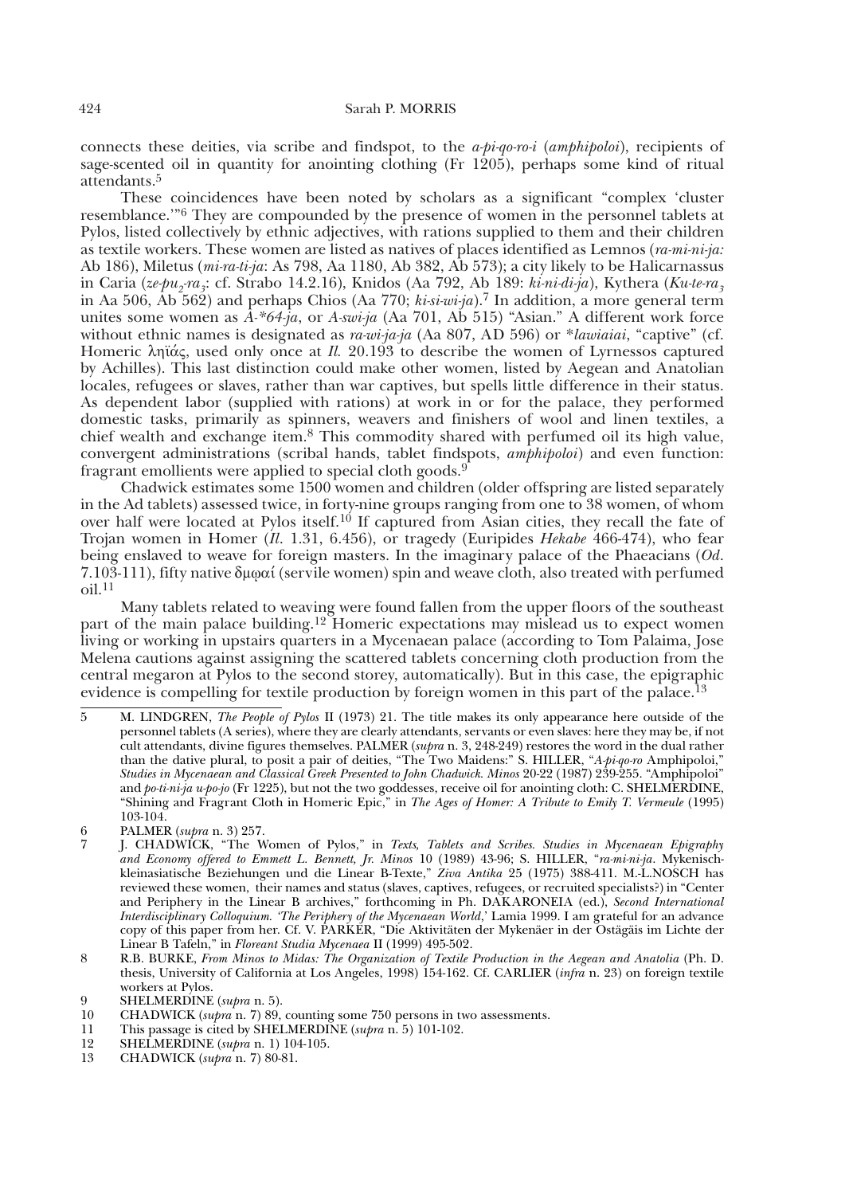connects these deities, via scribe and findspot, to the *a-pi-qo-ro-i* (*amphipoloi*), recipients of sage-scented oil in quantity for anointing clothing (Fr 1205), perhaps some kind of ritual attendants.[5]

These coincidences have been noted by scholars as a significant "complex 'cluster resemblance.'"[6] They are compounded by the presence of women in the personnel tablets at Pylos, listed collectively by ethnic adjectives, with rations supplied to them and their children as textile workers. These women are listed as natives of places identified as Lemnos (*ra-mi-ni-ja:* Ab 186), Miletus (*mi-ra-ti-ja*: As 798, Aa 1180, Ab 382, Ab 573); a city likely to be Halicarnassus in Caria (*ze-pu$_2$-ra$_3$*: cf. Strabo 14.2.16), Knidos (Aa 792, Ab 189: *ki-ni-di-ja*), Kythera (*Ku-te-ra$_3$* in Aa 506, Ab 562) and perhaps Chios (Aa 770; *ki-si-wi-ja*).[7] In addition, a more general term unites some women as *A-\*64-ja*, or *A-swi-ja* (Aa 701, Ab 515) "Asian." A different work force without ethnic names is designated as *ra-wi-ja-ja* (Aa 807, AD 596) or \**lawiaiai*, "captive" (cf. Homeric ληϊάς, used only once at *Il.* 20.193 to describe the women of Lyrnessos captured by Achilles). This last distinction could make other women, listed by Aegean and Anatolian locales, refugees or slaves, rather than war captives, but spells little difference in their status. As dependent labor (supplied with rations) at work in or for the palace, they performed domestic tasks, primarily as spinners, weavers and finishers of wool and linen textiles, a chief wealth and exchange item.[8] This commodity shared with perfumed oil its high value, convergent administrations (scribal hands, tablet findspots, *amphipoloi*) and even function: fragrant emollients were applied to special cloth goods.[9]

Chadwick estimates some 1500 women and children (older offspring are listed separately in the Ad tablets) assessed twice, in forty-nine groups ranging from one to 38 women, of whom over half were located at Pylos itself.[10] If captured from Asian cities, they recall the fate of Trojan women in Homer (*Il.* 1.31, 6.456), or tragedy (Euripides *Hekabe* 466-474), who fear being enslaved to weave for foreign masters. In the imaginary palace of the Phaeacians (*Od.* 7.103-111), fifty native δμῳαί (servile women) spin and weave cloth, also treated with perfumed oil.[11]

Many tablets related to weaving were found fallen from the upper floors of the southeast part of the main palace building.[12] Homeric expectations may mislead us to expect women living or working in upstairs quarters in a Mycenaean palace (according to Tom Palaima, Jose Melena cautions against assigning the scattered tablets concerning cloth production from the central megaron at Pylos to the second storey, automatically). But in this case, the epigraphic evidence is compelling for textile production by foreign women in this part of the palace.[13]

---

5 M. LINDGREN, *The People of Pylos* II (1973) 21. The title makes its only appearance here outside of the personnel tablets (A series), where they are clearly attendants, servants or even slaves: here they may be, if not cult attendants, divine figures themselves. PALMER (*supra* n. 3, 248-249) restores the word in the dual rather than the dative plural, to posit a pair of deities, "The Two Maidens:" S. HILLER, "*A-pi-qo-ro* Amphipoloi," *Studies in Mycenaean and Classical Greek Presented to John Chadwick. Minos* 20-22 (1987) 239-255. "Amphipoloi" and *po-ti-ni-ja u-po-jo* (Fr 1225), but not the two goddesses, receive oil for anointing cloth: C. SHELMERDINE, "Shining and Fragrant Cloth in Homeric Epic," in *The Ages of Homer: A Tribute to Emily T. Vermeule* (1995) 103-104.

6 PALMER (*supra* n. 3) 257.

7 J. CHADWICK, "The Women of Pylos," in *Texts, Tablets and Scribes. Studies in Mycenaean Epigraphy and Economy offered to Emmett L. Bennett, Jr. Minos* 10 (1989) 43-96; S. HILLER, "*ra-mi-ni-ja*. Mykenisch-kleinasiatische Beziehungen und die Linear B-Texte," *Ziva Antika* 25 (1975) 388-411. M.-L.NOSCH has reviewed these women, their names and status (slaves, captives, refugees, or recruited specialists?) in "Center and Periphery in the Linear B archives," forthcoming in Ph. DAKARONEIA (ed.), *Second International Interdisciplinary Colloquium. 'The Periphery of the Mycenaean World,'* Lamia 1999. I am grateful for an advance copy of this paper from her. Cf. V. PARKER, "Die Aktivitäten der Mykenäer in der Ostägäis im Lichte der Linear B Tafeln," in *Floreant Studia Mycenaea* II (1999) 495-502.

8 R.B. BURKE, *From Minos to Midas: The Organization of Textile Production in the Aegean and Anatolia* (Ph. D. thesis, University of California at Los Angeles, 1998) 154-162. Cf. CARLIER (*infra* n. 23) on foreign textile workers at Pylos.

9 SHELMERDINE (*supra* n. 5).

10 CHADWICK (*supra* n. 7) 89, counting some 750 persons in two assessments.

11 This passage is cited by SHELMERDINE (*supra* n. 5) 101-102.

12 SHELMERDINE (*supra* n. 1) 104-105.

13 CHADWICK (*supra* n. 7) 80-81.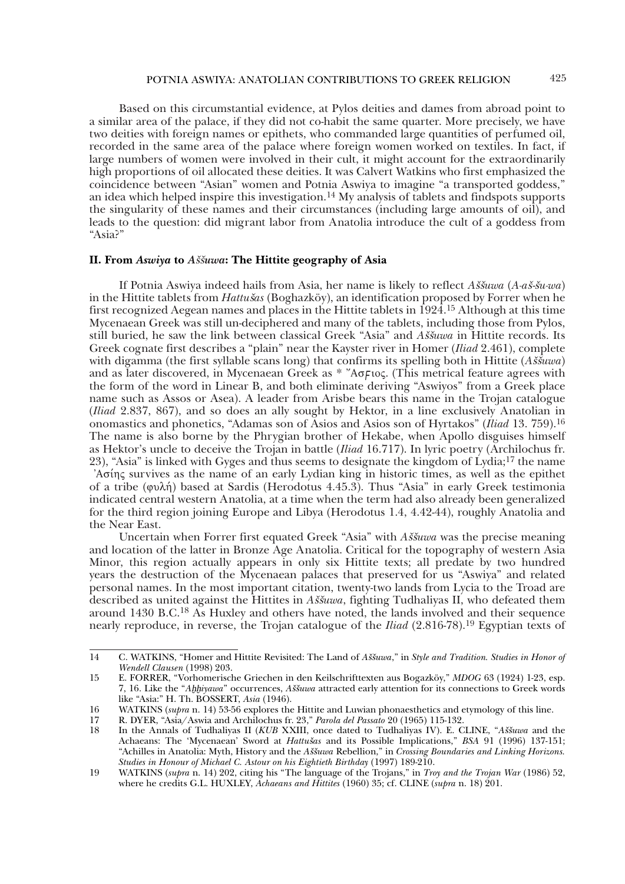Based on this circumstantial evidence, at Pylos deities and dames from abroad point to a similar area of the palace, if they did not co-habit the same quarter. More precisely, we have two deities with foreign names or epithets, who commanded large quantities of perfumed oil, recorded in the same area of the palace where foreign women worked on textiles. In fact, if large numbers of women were involved in their cult, it might account for the extraordinarily high proportions of oil allocated these deities. It was Calvert Watkins who first emphasized the coincidence between "Asian" women and Potnia Aswiya to imagine "a transported goddess," an idea which helped inspire this investigation.[14] My analysis of tablets and findspots supports the singularity of these names and their circumstances (including large amounts of oil), and leads to the question: did migrant labor from Anatolia introduce the cult of a goddess from "Asia?"

## II. From *Aswiya* to *Aššuwa*: The Hittite geography of Asia

If Potnia Aswiya indeed hails from Asia, her name is likely to reflect *Aššuwa* (*A-aš-šu-wa*) in the Hittite tablets from *Hattušas* (Boghazköy), an identification proposed by Forrer when he first recognized Aegean names and places in the Hittite tablets in 1924.[15] Although at this time Mycenaean Greek was still un-deciphered and many of the tablets, including those from Pylos, still buried, he saw the link between classical Greek "Asia" and *Aššuwa* in Hittite records. Its Greek cognate first describes a "plain" near the Kayster river in Homer (*Iliad* 2.461), complete with digamma (the first syllable scans long) that confirms its spelling both in Hittite (*Aššuwa*) and as later discovered, in Mycenaean Greek as * Ἄσϝιος. (This metrical feature agrees with the form of the word in Linear B, and both eliminate deriving "Aswiyos" from a Greek place name such as Assos or Asea). A leader from Arisbe bears this name in the Trojan catalogue (*Iliad* 2.837, 867), and so does an ally sought by Hektor, in a line exclusively Anatolian in onomastics and phonetics, "Adamas son of Asios and Asios son of Hyrtakos" (*Iliad* 13. 759).[16] The name is also borne by the Phrygian brother of Hekabe, when Apollo disguises himself as Hektor's uncle to deceive the Trojan in battle (*Iliad* 16.717). In lyric poetry (Archilochus fr. 23), "Asia" is linked with Gyges and thus seems to designate the kingdom of Lydia;[17] the name Ἀσίης survives as the name of an early Lydian king in historic times, as well as the epithet of a tribe (φυλή) based at Sardis (Herodotus 4.45.3). Thus "Asia" in early Greek testimonia indicated central western Anatolia, at a time when the term had also already been generalized for the third region joining Europe and Libya (Herodotus 1.4, 4.42-44), roughly Anatolia and the Near East.

Uncertain when Forrer first equated Greek "Asia" with *Aššuwa* was the precise meaning and location of the latter in Bronze Age Anatolia. Critical for the topography of western Asia Minor, this region actually appears in only six Hittite texts; all predate by two hundred years the destruction of the Mycenaean palaces that preserved for us "Aswiya" and related personal names. In the most important citation, twenty-two lands from Lycia to the Troad are described as united against the Hittites in *Aššuwa*, fighting Tudhaliyas II, who defeated them around 1430 B.C.[18] As Huxley and others have noted, the lands involved and their sequence nearly reproduce, in reverse, the Trojan catalogue of the *Iliad* (2.816-78).[19] Egyptian texts of

---

14 C. WATKINS, "Homer and Hittite Revisited: The Land of *Aššuwa*," in *Style and Tradition. Studies in Honor of Wendell Clausen* (1998) 203.

15 E. FORRER, "Vorhomerische Griechen in den Keilschrifttexten aus Bogazköy," *MDOG* 63 (1924) 1-23, esp. 7, 16. Like the "*Aḫḫiyawa*" occurrences, *Aššuwa* attracted early attention for its connections to Greek words like "Asia:" H. Th. BOSSERT, *Asia* (1946).

16 WATKINS (*supra* n. 14) 53-56 explores the Hittite and Luwian phonaesthetics and etymology of this line.

17 R. DYER, "Asia/Aswia and Archilochus fr. 23," *Parola del Passato* 20 (1965) 115-132.

18 In the Annals of Tudhaliyas II (*KUB* XXIII, once dated to Tudhaliyas IV). E. CLINE, "*Aššuwa* and the Achaeans: The 'Mycenaean' Sword at *Hattušas* and its Possible Implications," *BSA* 91 (1996) 137-151; "Achilles in Anatolia: Myth, History and the *Aššuwa* Rebellion," in *Crossing Boundaries and Linking Horizons. Studies in Honour of Michael C. Astour on his Eightieth Birthday* (1997) 189-210.

19 WATKINS (*supra* n. 14) 202, citing his "The language of the Trojans," in *Troy and the Trojan War* (1986) 52, where he credits G.L. HUXLEY, *Achaeans and Hittites* (1960) 35; cf. CLINE (*supra* n. 18) 201.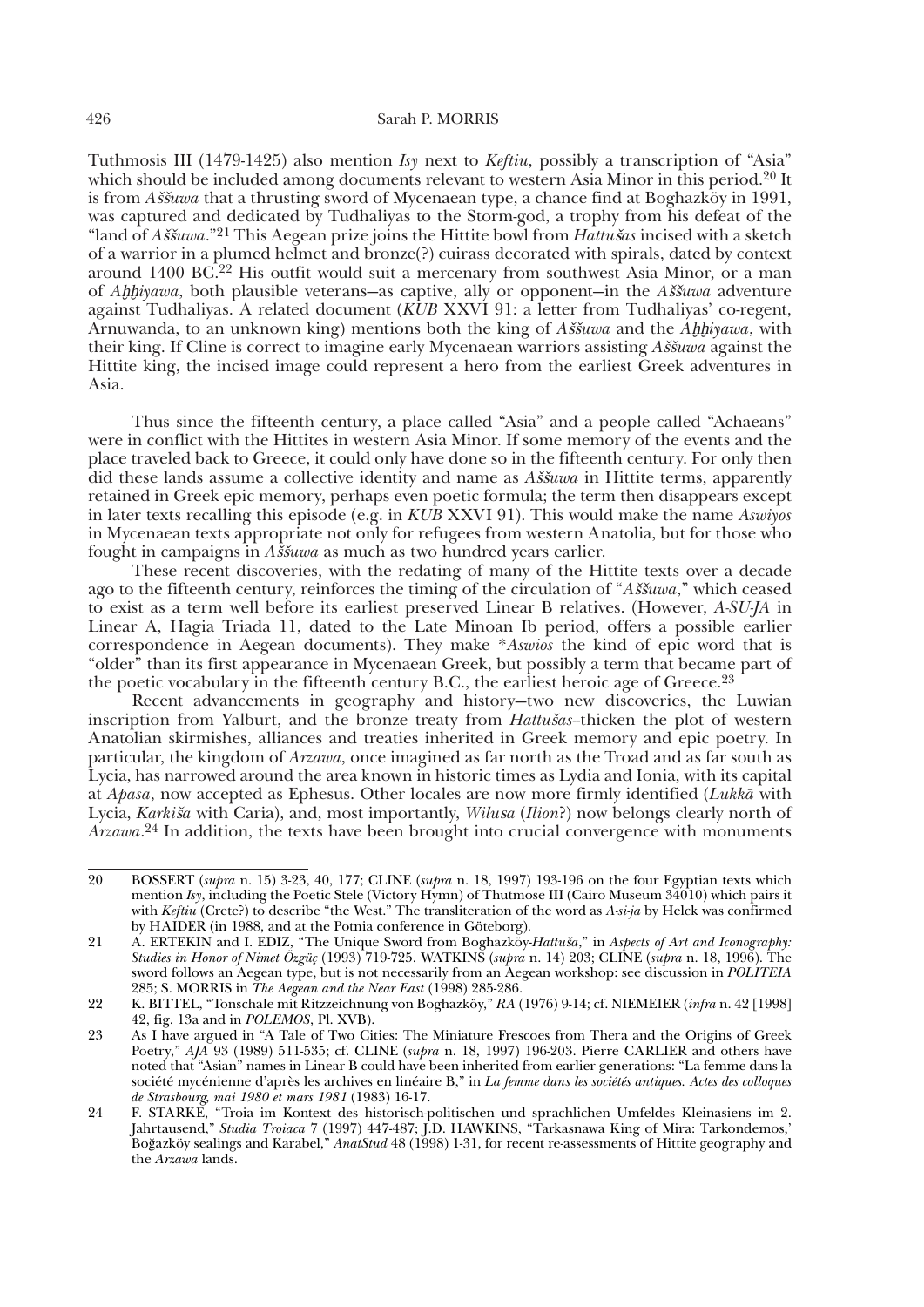Tuthmosis III (1479-1425) also mention *Isy* next to *Keftiu*, possibly a transcription of "Asia" which should be included among documents relevant to western Asia Minor in this period.[20] It is from *Aššuwa* that a thrusting sword of Mycenaean type, a chance find at Boghazköy in 1991, was captured and dedicated by Tudhaliyas to the Storm-god, a trophy from his defeat of the "land of *Aššuwa*."[21] This Aegean prize joins the Hittite bowl from *Hattušas* incised with a sketch of a warrior in a plumed helmet and bronze(?) cuirass decorated with spirals, dated by context around 1400 BC.[22] His outfit would suit a mercenary from southwest Asia Minor, or a man of *Aḫḫiyawa*, both plausible veterans—as captive, ally or opponent—in the *Aššuwa* adventure against Tudhaliyas. A related document (*KUB* XXVI 91: a letter from Tudhaliyas' co-regent, Arnuwanda, to an unknown king) mentions both the king of *Aššuwa* and the *Aḫḫiyawa*, with their king. If Cline is correct to imagine early Mycenaean warriors assisting *Aššuwa* against the Hittite king, the incised image could represent a hero from the earliest Greek adventures in Asia.

Thus since the fifteenth century, a place called "Asia" and a people called "Achaeans" were in conflict with the Hittites in western Asia Minor. If some memory of the events and the place traveled back to Greece, it could only have done so in the fifteenth century. For only then did these lands assume a collective identity and name as *Aššuwa* in Hittite terms, apparently retained in Greek epic memory, perhaps even poetic formula; the term then disappears except in later texts recalling this episode (e.g. in *KUB* XXVI 91). This would make the name *Aswiyos* in Mycenaean texts appropriate not only for refugees from western Anatolia, but for those who fought in campaigns in *Aššuwa* as much as two hundred years earlier.

These recent discoveries, with the redating of many of the Hittite texts over a decade ago to the fifteenth century, reinforces the timing of the circulation of "*Aššuwa*," which ceased to exist as a term well before its earliest preserved Linear B relatives. (However, *A-SU-JA* in Linear A, Hagia Triada 11, dated to the Late Minoan Ib period, offers a possible earlier correspondence in Aegean documents). They make \**Aswios* the kind of epic word that is "older" than its first appearance in Mycenaean Greek, but possibly a term that became part of the poetic vocabulary in the fifteenth century B.C., the earliest heroic age of Greece.[23]

Recent advancements in geography and history—two new discoveries, the Luwian inscription from Yalburt, and the bronze treaty from *Hattušas*—thicken the plot of western Anatolian skirmishes, alliances and treaties inherited in Greek memory and epic poetry. In particular, the kingdom of *Arzawa*, once imagined as far north as the Troad and as far south as Lycia, has narrowed around the area known in historic times as Lydia and Ionia, with its capital at *Apasa*, now accepted as Ephesus. Other locales are now more firmly identified (*Lukkā* with Lycia, *Karkiša* with Caria), and, most importantly, *Wilusa* (*Ilion*?) now belongs clearly north of *Arzawa*.[24] In addition, the texts have been brought into crucial convergence with monuments

---

20 BOSSERT (*supra* n. 15) 3-23, 40, 177; CLINE (*supra* n. 18, 1997) 193-196 on the four Egyptian texts which mention *Isy*, including the Poetic Stele (Victory Hymn) of Thutmose III (Cairo Museum 34010) which pairs it with *Keftiu* (Crete?) to describe "the West." The transliteration of the word as *A-si-ja* by Helck was confirmed by HAIDER (in 1988, and at the Potnia conference in Göteborg).

21 A. ERTEKIN and I. EDIZ, "The Unique Sword from Boghazköy-*Hattuša*," in *Aspects of Art and Iconography: Studies in Honor of Nimet Özgüç* (1993) 719-725. WATKINS (*supra* n. 14) 203; CLINE (*supra* n. 18, 1996). The sword follows an Aegean type, but is not necessarily from an Aegean workshop: see discussion in *POLITEIA* 285; S. MORRIS in *The Aegean and the Near East* (1998) 285-286.

22 K. BITTEL, "Tonschale mit Ritzzeichnung von Boghazköy," *RA* (1976) 9-14; cf. NIEMEIER (*infra* n. 42 [1998] 42, fig. 13a and in *POLEMOS*, Pl. XVB).

23 As I have argued in "A Tale of Two Cities: The Miniature Frescoes from Thera and the Origins of Greek Poetry," *AJA* 93 (1989) 511-535; cf. CLINE (*supra* n. 18, 1997) 196-203. Pierre CARLIER and others have noted that "Asian" names in Linear B could have been inherited from earlier generations: "La femme dans la société mycénienne d'après les archives en linéaire B," in *La femme dans les sociétés antiques. Actes des colloques de Strasbourg, mai 1980 et mars 1981* (1983) 16-17.

24 F. STARKE, "Troia im Kontext des historisch-politischen und sprachlichen Umfeldes Kleinasiens im 2. Jahrtausend," *Studia Troiaca* 7 (1997) 447-487; J.D. HAWKINS, "Tarkasnawa King of Mira: Tarkondemos,' Boğazköy sealings and Karabel," *AnatStud* 48 (1998) 1-31, for recent re-assessments of Hittite geography and the *Arzawa* lands.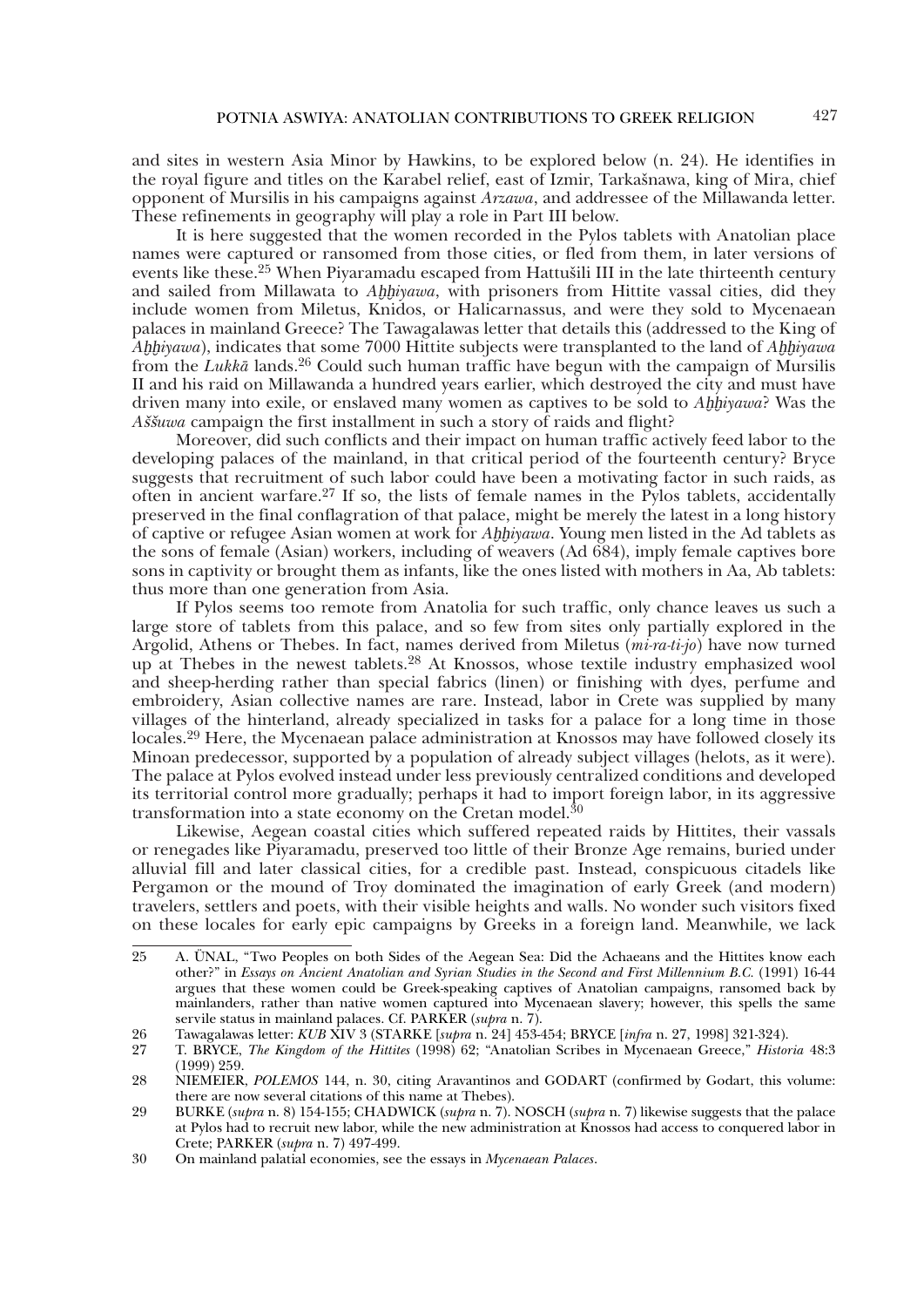and sites in western Asia Minor by Hawkins, to be explored below (n. 24). He identifies in the royal figure and titles on the Karabel relief, east of Izmir, Tarkašnawa, king of Mira, chief opponent of Mursilis in his campaigns against *Arzawa*, and addressee of the Millawanda letter. These refinements in geography will play a role in Part III below.

It is here suggested that the women recorded in the Pylos tablets with Anatolian place names were captured or ransomed from those cities, or fled from them, in later versions of events like these.[25] When Piyaramadu escaped from Hattušili III in the late thirteenth century and sailed from Millawata to *Aḫḫiyawa*, with prisoners from Hittite vassal cities, did they include women from Miletus, Knidos, or Halicarnassus, and were they sold to Mycenaean palaces in mainland Greece? The Tawagalawas letter that details this (addressed to the King of *Aḫḫiyawa*), indicates that some 7000 Hittite subjects were transplanted to the land of *Aḫḫiyawa* from the *Lukkā* lands.[26] Could such human traffic have begun with the campaign of Mursilis II and his raid on Millawanda a hundred years earlier, which destroyed the city and must have driven many into exile, or enslaved many women as captives to be sold to *Aḫḫiyawa*? Was the *Aššuwa* campaign the first installment in such a story of raids and flight?

Moreover, did such conflicts and their impact on human traffic actively feed labor to the developing palaces of the mainland, in that critical period of the fourteenth century? Bryce suggests that recruitment of such labor could have been a motivating factor in such raids, as often in ancient warfare.[27] If so, the lists of female names in the Pylos tablets, accidentally preserved in the final conflagration of that palace, might be merely the latest in a long history of captive or refugee Asian women at work for *Aḫḫiyawa*. Young men listed in the Ad tablets as the sons of female (Asian) workers, including of weavers (Ad 684), imply female captives bore sons in captivity or brought them as infants, like the ones listed with mothers in Aa, Ab tablets: thus more than one generation from Asia.

If Pylos seems too remote from Anatolia for such traffic, only chance leaves us such a large store of tablets from this palace, and so few from sites only partially explored in the Argolid, Athens or Thebes. In fact, names derived from Miletus (*mi-ra-ti-jo*) have now turned up at Thebes in the newest tablets.[28] At Knossos, whose textile industry emphasized wool and sheep-herding rather than special fabrics (linen) or finishing with dyes, perfume and embroidery, Asian collective names are rare. Instead, labor in Crete was supplied by many villages of the hinterland, already specialized in tasks for a palace for a long time in those locales.[29] Here, the Mycenaean palace administration at Knossos may have followed closely its Minoan predecessor, supported by a population of already subject villages (helots, as it were). The palace at Pylos evolved instead under less previously centralized conditions and developed its territorial control more gradually; perhaps it had to import foreign labor, in its aggressive transformation into a state economy on the Cretan model.[30]

Likewise, Aegean coastal cities which suffered repeated raids by Hittites, their vassals or renegades like Piyaramadu, preserved too little of their Bronze Age remains, buried under alluvial fill and later classical cities, for a credible past. Instead, conspicuous citadels like Pergamon or the mound of Troy dominated the imagination of early Greek (and modern) travelers, settlers and poets, with their visible heights and walls. No wonder such visitors fixed on these locales for early epic campaigns by Greeks in a foreign land. Meanwhile, we lack

---

25 A. ÜNAL, "Two Peoples on both Sides of the Aegean Sea: Did the Achaeans and the Hittites know each other?" in *Essays on Ancient Anatolian and Syrian Studies in the Second and First Millennium B.C.* (1991) 16-44 argues that these women could be Greek-speaking captives of Anatolian campaigns, ransomed back by mainlanders, rather than native women captured into Mycenaean slavery; however, this spells the same servile status in mainland palaces. Cf. PARKER (*supra* n. 7).

26 Tawagalawas letter: *KUB* XIV 3 (STARKE [*supra* n. 24] 453-454; BRYCE [*infra* n. 27, 1998] 321-324).

27 T. BRYCE, *The Kingdom of the Hittites* (1998) 62; "Anatolian Scribes in Mycenaean Greece," *Historia* 48:3 (1999) 259.

28 NIEMEIER, *POLEMOS* 144, n. 30, citing Aravantinos and GODART (confirmed by Godart, this volume: there are now several citations of this name at Thebes).

29 BURKE (*supra* n. 8) 154-155; CHADWICK (*supra* n. 7). NOSCH (*supra* n. 7) likewise suggests that the palace at Pylos had to recruit new labor, while the new administration at Knossos had access to conquered labor in Crete; PARKER (*supra* n. 7) 497-499.

30 On mainland palatial economies, see the essays in *Mycenaean Palaces*.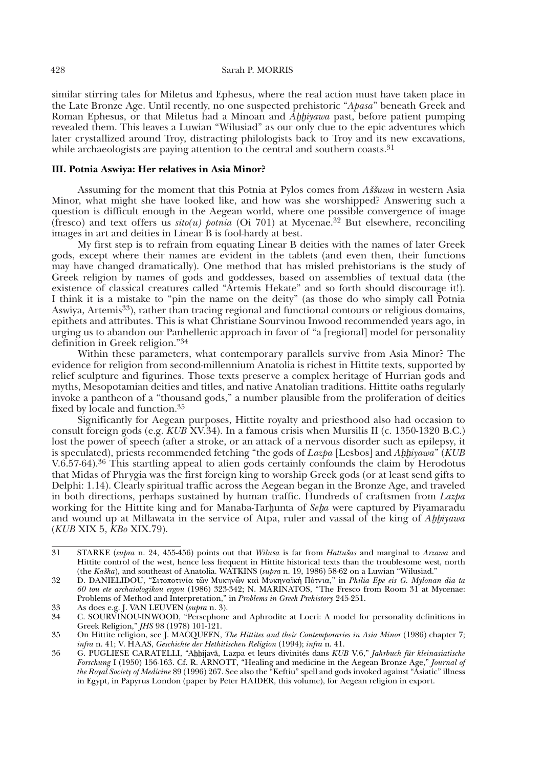similar stirring tales for Miletus and Ephesus, where the real action must have taken place in the Late Bronze Age. Until recently, no one suspected prehistoric "*Apasa*" beneath Greek and Roman Ephesus, or that Miletus had a Minoan and *Aḫḫiyawa* past, before patient pumping revealed them. This leaves a Luwian "Wilusiad" as our only clue to the epic adventures which later crystallized around Troy, distracting philologists back to Troy and its new excavations, while archaeologists are paying attention to the central and southern coasts.[31]

### III. Potnia Aswiya: Her relatives in Asia Minor?

Assuming for the moment that this Potnia at Pylos comes from *Aššuwa* in western Asia Minor, what might she have looked like, and how was she worshipped? Answering such a question is difficult enough in the Aegean world, where one possible convergence of image (fresco) and text offers us *sito(u) potnia* (Oi 701) at Mycenae.[32] But elsewhere, reconciling images in art and deities in Linear B is fool-hardy at best.

My first step is to refrain from equating Linear B deities with the names of later Greek gods, except where their names are evident in the tablets (and even then, their functions may have changed dramatically). One method that has misled prehistorians is the study of Greek religion by names of gods and goddesses, based on assemblies of textual data (the existence of classical creatures called "Artemis Hekate" and so forth should discourage it!). I think it is a mistake to "pin the name on the deity" (as those do who simply call Potnia Aswiya, Artemis[33]), rather than tracing regional and functional contours or religious domains, epithets and attributes. This is what Christiane Sourvinou Inwood recommended years ago, in urging us to abandon our Panhellenic approach in favor of "a [regional] model for personality definition in Greek religion."[34]

Within these parameters, what contemporary parallels survive from Asia Minor? The evidence for religion from second-millennium Anatolia is richest in Hittite texts, supported by relief sculpture and figurines. Those texts preserve a complex heritage of Hurrian gods and myths, Mesopotamian deities and titles, and native Anatolian traditions. Hittite oaths regularly invoke a pantheon of a "thousand gods," a number plausible from the proliferation of deities fixed by locale and function.[35]

Significantly for Aegean purposes, Hittite royalty and priesthood also had occasion to consult foreign gods (e.g. *KUB* XV.34). In a famous crisis when Mursilis II (c. 1350-1320 B.C.) lost the power of speech (after a stroke, or an attack of a nervous disorder such as epilepsy, it is speculated), priests recommended fetching "the gods of *Lazpa* [Lesbos] and *Aḫḫiyawa*" (*KUB* V.6.57-64).[36] This startling appeal to alien gods certainly confounds the claim by Herodotus that Midas of Phrygia was the first foreign king to worship Greek gods (or at least send gifts to Delphi: 1.14). Clearly spiritual traffic across the Aegean began in the Bronze Age, and traveled in both directions, perhaps sustained by human traffic. Hundreds of craftsmen from *Lazpa* working for the Hittite king and for Manaba-Tarḫunta of *Seḫa* were captured by Piyamaradu and wound up at Millawata in the service of Atpa, ruler and vassal of the king of *Aḫḫiyawa* (*KUB* XIX 5, *KBo* XIX.79).

---

31 STARKE (*supra* n. 24, 455-456) points out that *Wilusa* is far from *Hattušas* and marginal to *Arzawa* and Hittite control of the west, hence less frequent in Hittite historical texts than the troublesome west, north (the *Kaška*), and southeast of Anatolia. WATKINS (*supra* n. 19, 1986) 58-62 on a Luwian "Wilusiad."

32 D. DANIELIDOU, "Σιτοποτινία τῶν Μυκηνῶν καὶ Μυκηναϊκή Πότνια," in *Philia Epe eis G. Mylonan dia ta 60 tou ete archaiologikou ergou* (1986) 323-342; N. MARINATOS, "The Fresco from Room 31 at Mycenae: Problems of Method and Interpretation," in *Problems in Greek Prehistory* 245-251.

33 As does e.g. J. VAN LEUVEN (*supra* n. 3).

34 C. SOURVINOU-INWOOD, "Persephone and Aphrodite at Locri: A model for personality definitions in Greek Religion," *JHS* 98 (1978) 101-121.

35 On Hittite religion, see J. MACQUEEN, *The Hittites and their Contemporaries in Asia Minor* (1986) chapter 7; *infra* n. 41; V. HAAS, *Geschichte der Hethitischen Religion* (1994); *infra* n. 41.

36 G. PUGLIESE CARATELLI, "Aḫḫijavā, Lazpa et leurs divinités dans *KUB* V.6," *Jahrbuch für kleinasiatische Forschung* I (1950) 156-163. Cf. R. ARNOTT, "Healing and medicine in the Aegean Bronze Age," *Journal of the Royal Society of Medicine* 89 (1996) 267. See also the "Keftiu" spell and gods invoked against "Asiatic" illness in Egypt, in Papyrus London (paper by Peter HAIDER, this volume), for Aegean religion in export.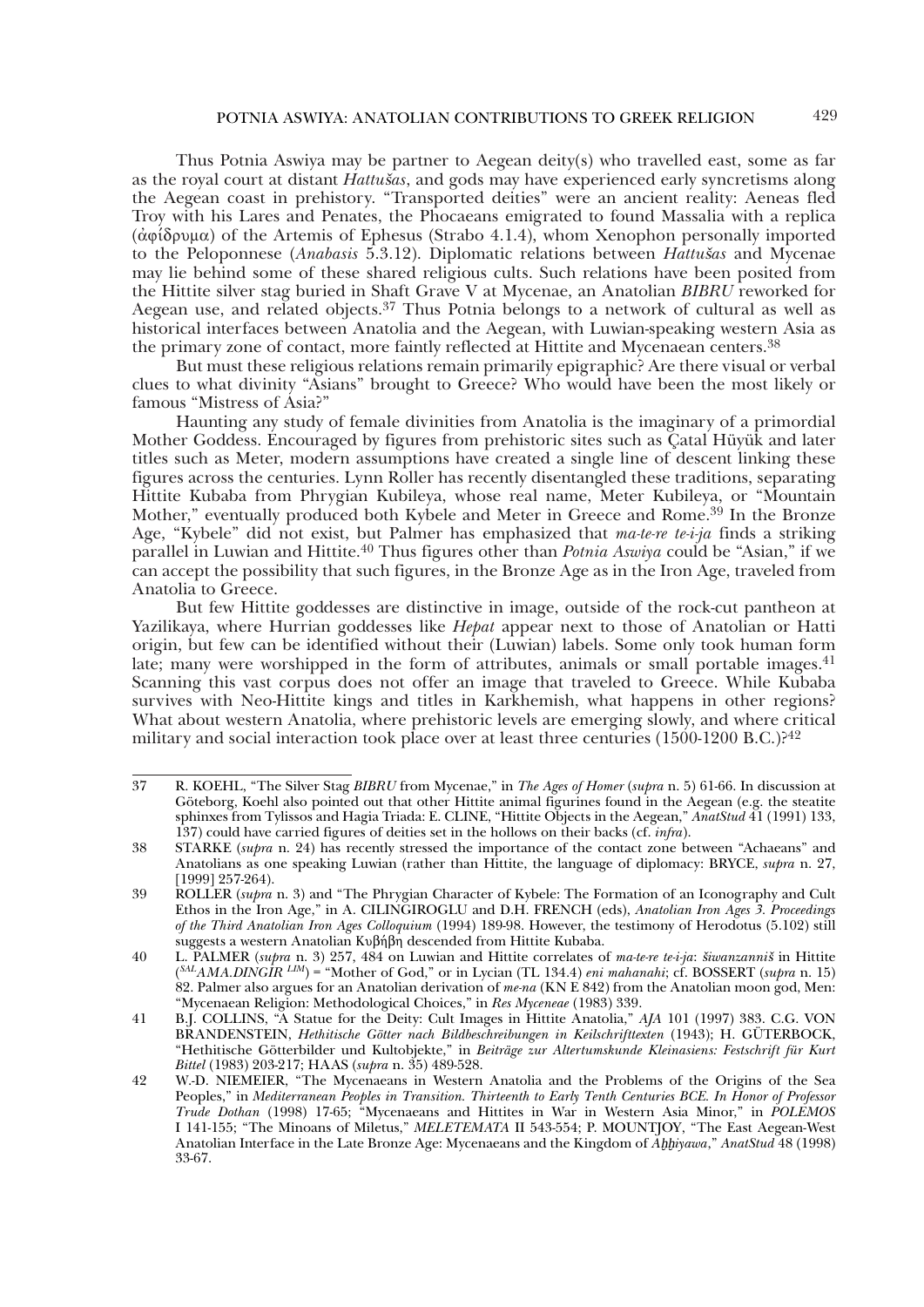Thus Potnia Aswiya may be partner to Aegean deity(s) who travelled east, some as far as the royal court at distant *Hattušas*, and gods may have experienced early syncretisms along the Aegean coast in prehistory. "Transported deities" were an ancient reality: Aeneas fled Troy with his Lares and Penates, the Phocaeans emigrated to found Massalia with a replica (ἀφίδρυμα) of the Artemis of Ephesus (Strabo 4.1.4), whom Xenophon personally imported to the Peloponnese (*Anabasis* 5.3.12). Diplomatic relations between *Hattušas* and Mycenae may lie behind some of these shared religious cults. Such relations have been posited from the Hittite silver stag buried in Shaft Grave V at Mycenae, an Anatolian *BIBRU* reworked for Aegean use, and related objects.[37] Thus Potnia belongs to a network of cultural as well as historical interfaces between Anatolia and the Aegean, with Luwian-speaking western Asia as the primary zone of contact, more faintly reflected at Hittite and Mycenaean centers.[38]

But must these religious relations remain primarily epigraphic? Are there visual or verbal clues to what divinity "Asians" brought to Greece? Who would have been the most likely or famous "Mistress of Asia?"

Haunting any study of female divinities from Anatolia is the imaginary of a primordial Mother Goddess. Encouraged by figures from prehistoric sites such as Çatal Hüyük and later titles such as Meter, modern assumptions have created a single line of descent linking these figures across the centuries. Lynn Roller has recently disentangled these traditions, separating Hittite Kubaba from Phrygian Kubileya, whose real name, Meter Kubileya, or "Mountain Mother," eventually produced both Kybele and Meter in Greece and Rome.[39] In the Bronze Age, "Kybele" did not exist, but Palmer has emphasized that *ma-te-re te-i-ja* finds a striking parallel in Luwian and Hittite.[40] Thus figures other than *Potnia Aswiya* could be "Asian," if we can accept the possibility that such figures, in the Bronze Age as in the Iron Age, traveled from Anatolia to Greece.

But few Hittite goddesses are distinctive in image, outside of the rock-cut pantheon at Yazilikaya, where Hurrian goddesses like *Hepat* appear next to those of Anatolian or Hatti origin, but few can be identified without their (Luwian) labels. Some only took human form late; many were worshipped in the form of attributes, animals or small portable images.[41] Scanning this vast corpus does not offer an image that traveled to Greece. While Kubaba survives with Neo-Hittite kings and titles in Karkhemish, what happens in other regions? What about western Anatolia, where prehistoric levels are emerging slowly, and where critical military and social interaction took place over at least three centuries (1500-1200 B.C.)?[42]

---

37 R. KOEHL, "The Silver Stag *BIBRU* from Mycenae," in *The Ages of Homer* (*supra* n. 5) 61-66. In discussion at Göteborg, Koehl also pointed out that other Hittite animal figurines found in the Aegean (e.g. the steatite sphinxes from Tylissos and Hagia Triada: E. CLINE, "Hittite Objects in the Aegean," *AnatStud* 41 (1991) 133, 137) could have carried figures of deities set in the hollows on their backs (cf. *infra*).

38 STARKE (*supra* n. 24) has recently stressed the importance of the contact zone between "Achaeans" and Anatolians as one speaking Luwian (rather than Hittite, the language of diplomacy: BRYCE, *supra* n. 27, [1999] 257-264).

39 ROLLER (*supra* n. 3) and "The Phrygian Character of Kybele: The Formation of an Iconography and Cult Ethos in the Iron Age," in A. CILINGIROGLU and D.H. FRENCH (eds), *Anatolian Iron Ages 3. Proceedings of the Third Anatolian Iron Ages Colloquium* (1994) 189-98. However, the testimony of Herodotus (5.102) still suggests a western Anatolian Κυβήβη descended from Hittite Kubaba.

40 L. PALMER (*supra* n. 3) 257, 484 on Luwian and Hittite correlates of *ma-te-re te-i-ja*: *šiwanzanniš* in Hittite ($^{SAL}$*AMA.DINGIR* $^{LIM}$) = "Mother of God," or in Lycian (TL 134.4) *eni mahanahi*; cf. BOSSERT (*supra* n. 15) 82. Palmer also argues for an Anatolian derivation of *me-na* (KN E 842) from the Anatolian moon god, Men: "Mycenaean Religion: Methodological Choices," in *Res Myceneae* (1983) 339.

41 B.J. COLLINS, "A Statue for the Deity: Cult Images in Hittite Anatolia," *AJA* 101 (1997) 383. C.G. VON BRANDENSTEIN, *Hethitische Götter nach Bildbeschreibungen in Keilschrifttexten* (1943); H. GÜTERBOCK, "Hethitische Götterbilder und Kultobjekte," in *Beiträge zur Altertumskunde Kleinasiens: Festschrift für Kurt Bittel* (1983) 203-217; HAAS (*supra* n. 35) 489-528.

42 W.-D. NIEMEIER, "The Mycenaeans in Western Anatolia and the Problems of the Origins of the Sea Peoples," in *Mediterranean Peoples in Transition. Thirteenth to Early Tenth Centuries BCE. In Honor of Professor Trude Dothan* (1998) 17-65; "Mycenaeans and Hittites in War in Western Asia Minor," in *POLEMOS* I 141-155; "The Minoans of Miletus," *MELETEMATA* II 543-554; P. MOUNTJOY, "The East Aegean-West Anatolian Interface in the Late Bronze Age: Mycenaeans and the Kingdom of *Ahhiyawa*," *AnatStud* 48 (1998) 33-67.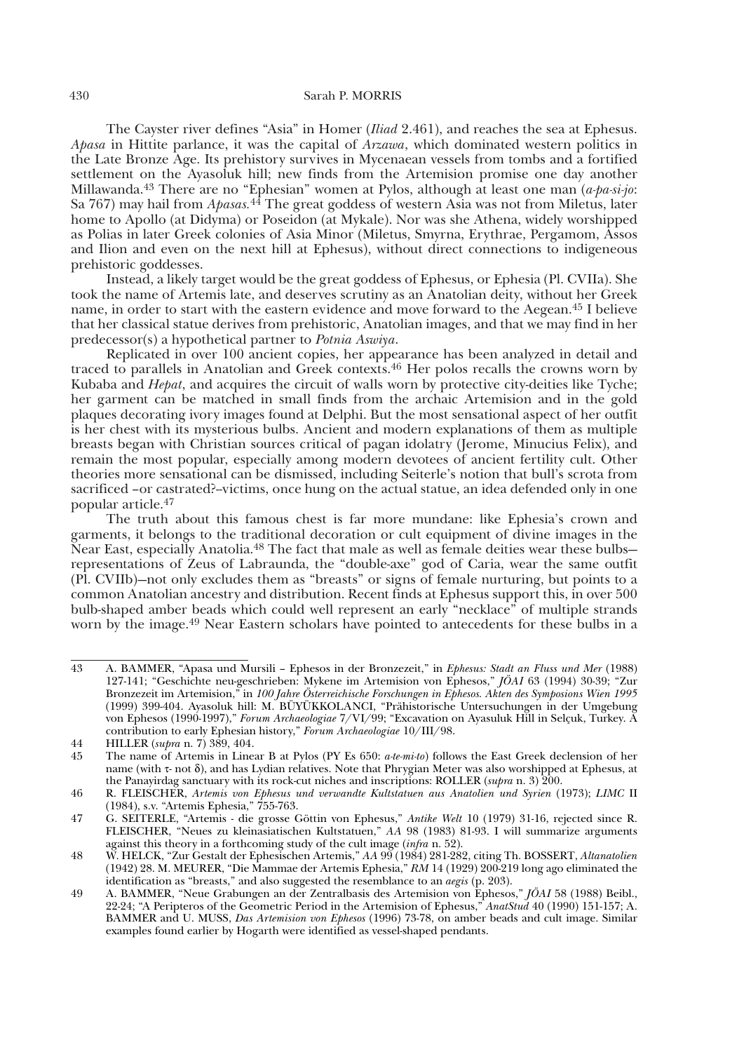The Cayster river defines "Asia" in Homer (*Iliad* 2.461), and reaches the sea at Ephesus. *Apasa* in Hittite parlance, it was the capital of *Arzawa*, which dominated western politics in the Late Bronze Age. Its prehistory survives in Mycenaean vessels from tombs and a fortified settlement on the Ayasoluk hill; new finds from the Artemision promise one day another Millawanda.[43] There are no "Ephesian" women at Pylos, although at least one man (*a-pa-si-jo*: Sa 767) may hail from *Apasas.*[44] The great goddess of western Asia was not from Miletus, later home to Apollo (at Didyma) or Poseidon (at Mykale). Nor was she Athena, widely worshipped as Polias in later Greek colonies of Asia Minor (Miletus, Smyrna, Erythrae, Pergamom, Assos and Ilion and even on the next hill at Ephesus), without direct connections to indigeneous prehistoric goddesses.

Instead, a likely target would be the great goddess of Ephesus, or Ephesia (Pl. CVIIa). She took the name of Artemis late, and deserves scrutiny as an Anatolian deity, without her Greek name, in order to start with the eastern evidence and move forward to the Aegean.[45] I believe that her classical statue derives from prehistoric, Anatolian images, and that we may find in her predecessor(s) a hypothetical partner to *Potnia Aswiya*.

Replicated in over 100 ancient copies, her appearance has been analyzed in detail and traced to parallels in Anatolian and Greek contexts.[46] Her polos recalls the crowns worn by Kubaba and *Hepat*, and acquires the circuit of walls worn by protective city-deities like Tyche; her garment can be matched in small finds from the archaic Artemision and in the gold plaques decorating ivory images found at Delphi. But the most sensational aspect of her outfit is her chest with its mysterious bulbs. Ancient and modern explanations of them as multiple breasts began with Christian sources critical of pagan idolatry (Jerome, Minucius Felix), and remain the most popular, especially among modern devotees of ancient fertility cult. Other theories more sensational can be dismissed, including Seiterle's notion that bull's scrota from sacrificed –or castrated?--victims, once hung on the actual statue, an idea defended only in one popular article.[47]

The truth about this famous chest is far more mundane: like Ephesia's crown and garments, it belongs to the traditional decoration or cult equipment of divine images in the Near East, especially Anatolia.[48] The fact that male as well as female deities wear these bulbs—representations of Zeus of Labraunda, the "double-axe" god of Caria, wear the same outfit (Pl. CVIIb)—not only excludes them as "breasts" or signs of female nurturing, but points to a common Anatolian ancestry and distribution. Recent finds at Ephesus support this, in over 500 bulb-shaped amber beads which could well represent an early "necklace" of multiple strands worn by the image.[49] Near Eastern scholars have pointed to antecedents for these bulbs in a

---

43 A. BAMMER, "Apasa und Mursili – Ephesos in der Bronzezeit," in *Ephesus: Stadt an Fluss und Mer* (1988) 127-141; "Geschichte neu-geschrieben: Mykene im Artemision von Ephesos," *JÖAI* 63 (1994) 30-39; "Zur Bronzezeit im Artemision," in *100 Jahre Österreichische Forschungen in Ephesos. Akten des Symposions Wien 1995* (1999) 399-404. Ayasoluk hill: M. BÜYÜKKOLANCI, "Prähistorische Untersuchungen in der Umgebung von Ephesos (1990-1997)," *Forum Archaeologiae* 7/VI/99; "Excavation on Ayasuluk Hill in Selçuk, Turkey. A contribution to early Ephesian history," *Forum Archaeologiae* 10/III/98.

44 HILLER (*supra* n. 7) 389, 404.

45 The name of Artemis in Linear B at Pylos (PY Es 650: *a-te-mi-to*) follows the East Greek declension of her name (with τ- not δ), and has Lydian relatives. Note that Phrygian Meter was also worshipped at Ephesus, at the Panayirdag sanctuary with its rock-cut niches and inscriptions: ROLLER (*supra* n. 3) 200.

46 R. FLEISCHER, *Artemis von Ephesus und verwandte Kultstatuen aus Anatolien und Syrien* (1973); *LIMC* II (1984), s.v. "Artemis Ephesia," 755-763.

47 G. SEITERLE, "Artemis - die grosse Göttin von Ephesus," *Antike Welt* 10 (1979) 31-16, rejected since R. FLEISCHER, "Neues zu kleinasiatischen Kultstatuen," *AA* 98 (1983) 81-93. I will summarize arguments against this theory in a forthcoming study of the cult image (*infra* n. 52).

48 W. HELCK, "Zur Gestalt der Ephesischen Artemis," *AA* 99 (1984) 281-282, citing Th. BOSSERT, *Altanatolien* (1942) 28. M. MEURER, "Die Mammae der Artemis Ephesia," *RM* 14 (1929) 200-219 long ago eliminated the identification as "breasts," and also suggested the resemblance to an *aegis* (p. 203).

49 A. BAMMER, "Neue Grabungen an der Zentralbasis des Artemision von Ephesos," *JÖAI* 58 (1988) Beibl., 22-24; "A Peripteros of the Geometric Period in the Artemision of Ephesus," *AnatStud* 40 (1990) 151-157; A. BAMMER and U. MUSS, *Das Artemision von Ephesos* (1996) 73-78, on amber beads and cult image. Similar examples found earlier by Hogarth were identified as vessel-shaped pendants.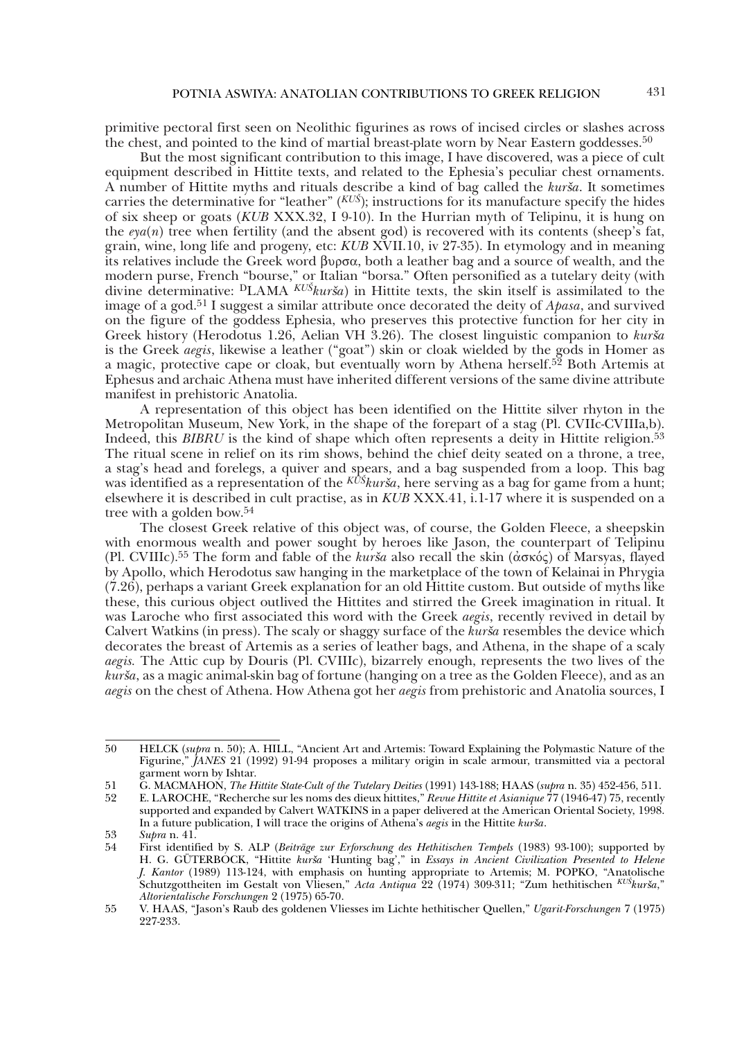primitive pectoral first seen on Neolithic figurines as rows of incised circles or slashes across the chest, and pointed to the kind of martial breast-plate worn by Near Eastern goddesses.[50]

But the most significant contribution to this image, I have discovered, was a piece of cult equipment described in Hittite texts, and related to the Ephesia's peculiar chest ornaments. A number of Hittite myths and rituals describe a kind of bag called the *kurša*. It sometimes carries the determinative for "leather" (*KUŠ*); instructions for its manufacture specify the hides of six sheep or goats (*KUB* XXX.32, I 9-10). In the Hurrian myth of Telipinu, it is hung on the *eya*(*n*) tree when fertility (and the absent god) is recovered with its contents (sheep's fat, grain, wine, long life and progeny, etc: *KUB* XVII.10, iv 27-35). In etymology and in meaning its relatives include the Greek word βυρσα, both a leather bag and a source of wealth, and the modern purse, French "bourse," or Italian "borsa." Often personified as a tutelary deity (with divine determinative: ᴰLAMA *KUŠkurša*) in Hittite texts, the skin itself is assimilated to the image of a god.[51] I suggest a similar attribute once decorated the deity of *Apasa*, and survived on the figure of the goddess Ephesia, who preserves this protective function for her city in Greek history (Herodotus 1.26, Aelian VH 3.26). The closest linguistic companion to *kurša* is the Greek *aegis*, likewise a leather ("goat") skin or cloak wielded by the gods in Homer as a magic, protective cape or cloak, but eventually worn by Athena herself.[52] Both Artemis at Ephesus and archaic Athena must have inherited different versions of the same divine attribute manifest in prehistoric Anatolia.

A representation of this object has been identified on the Hittite silver rhyton in the Metropolitan Museum, New York, in the shape of the forepart of a stag (Pl. CVIIc-CVIIIa,b). Indeed, this *BIBRU* is the kind of shape which often represents a deity in Hittite religion.[53] The ritual scene in relief on its rim shows, behind the chief deity seated on a throne, a tree, a stag's head and forelegs, a quiver and spears, and a bag suspended from a loop. This bag was identified as a representation of the *KUŠkurša*, here serving as a bag for game from a hunt; elsewhere it is described in cult practise, as in *KUB* XXX.41, i.1-17 where it is suspended on a tree with a golden bow.[54]

The closest Greek relative of this object was, of course, the Golden Fleece, a sheepskin with enormous wealth and power sought by heroes like Jason, the counterpart of Telipinu (Pl. CVIIIc).[55] The form and fable of the *kurša* also recall the skin (ἀσκός) of Marsyas, flayed by Apollo, which Herodotus saw hanging in the marketplace of the town of Kelainai in Phrygia (7.26), perhaps a variant Greek explanation for an old Hittite custom. But outside of myths like these, this curious object outlived the Hittites and stirred the Greek imagination in ritual. It was Laroche who first associated this word with the Greek *aegis*, recently revived in detail by Calvert Watkins (in press). The scaly or shaggy surface of the *kurša* resembles the device which decorates the breast of Artemis as a series of leather bags, and Athena, in the shape of a scaly *aegis.* The Attic cup by Douris (Pl. CVIIIc), bizarrely enough, represents the two lives of the *kurša*, as a magic animal-skin bag of fortune (hanging on a tree as the Golden Fleece), and as an *aegis* on the chest of Athena. How Athena got her *aegis* from prehistoric and Anatolia sources, I

---

50 HELCK (*supra* n. 50); A. HILL, "Ancient Art and Artemis: Toward Explaining the Polymastic Nature of the Figurine," *JANES* 21 (1992) 91-94 proposes a military origin in scale armour, transmitted via a pectoral garment worn by Ishtar.

51 G. MACMAHON, *The Hittite State-Cult of the Tutelary Deities* (1991) 143-188; HAAS (*supra* n. 35) 452-456, 511.

52 E. LAROCHE, "Recherche sur les noms des dieux hittites," *Revue Hittite et Asianique* 77 (1946-47) 75, recently supported and expanded by Calvert WATKINS in a paper delivered at the American Oriental Society, 1998. In a future publication, I will trace the origins of Athena's *aegis* in the Hittite *kurša*.

53 *Supra* n. 41.

54 First identified by S. ALP (*Beiträge zur Erforschung des Hethitischen Tempels* (1983) 93-100); supported by H. G. GÜTERBOCK, "Hittite *kurša* 'Hunting bag'," in *Essays in Ancient Civilization Presented to Helene J. Kantor* (1989) 113-124, with emphasis on hunting appropriate to Artemis; M. POPKO, "Anatolische Schutzgottheiten im Gestalt von Vliesen," *Acta Antiqua* 22 (1974) 309-311; "Zum hethitischen *KUŠkurša*," *Altorientalische Forschungen* 2 (1975) 65-70.

55 V. HAAS, "Jason's Raub des goldenen Vliesses im Lichte hethitischer Quellen," *Ugarit-Forschungen* 7 (1975) 227-233.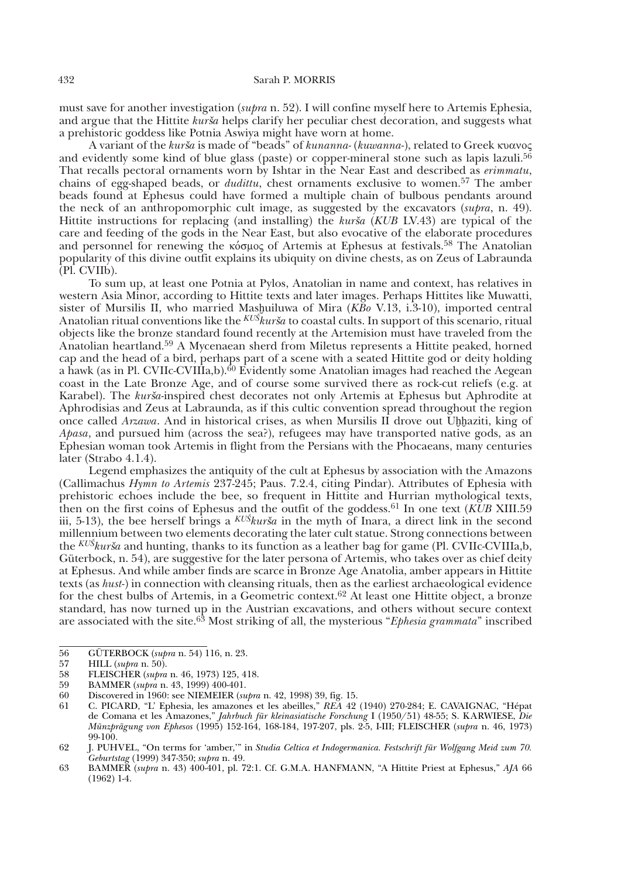must save for another investigation (*supra* n. 52). I will confine myself here to Artemis Ephesia, and argue that the Hittite *kurša* helps clarify her peculiar chest decoration, and suggests what a prehistoric goddess like Potnia Aswiya might have worn at home.

A variant of the *kurša* is made of "beads" of *kunanna-* (*kuwanna-*), related to Greek κυανος and evidently some kind of blue glass (paste) or copper-mineral stone such as lapis lazuli.[56] That recalls pectoral ornaments worn by Ishtar in the Near East and described as *erimmatu*, chains of egg-shaped beads, or *dudittu*, chest ornaments exclusive to women.[57] The amber beads found at Ephesus could have formed a multiple chain of bulbous pendants around the neck of an anthropomorphic cult image, as suggested by the excavators (*supra*, n. 49). Hittite instructions for replacing (and installing) the *kurša* (*KUB* LV.43) are typical of the care and feeding of the gods in the Near East, but also evocative of the elaborate procedures and personnel for renewing the κόσμος of Artemis at Ephesus at festivals.[58] The Anatolian popularity of this divine outfit explains its ubiquity on divine chests, as on Zeus of Labraunda (Pl. CVIIb).

To sum up, at least one Potnia at Pylos, Anatolian in name and context, has relatives in western Asia Minor, according to Hittite texts and later images. Perhaps Hittites like Muwatti, sister of Mursilis II, who married Masḫuiluwa of Mira (*KBo* V.13, i.3-10), imported central Anatolian ritual conventions like the *KUŠkurša* to coastal cults. In support of this scenario, ritual objects like the bronze standard found recently at the Artemision must have traveled from the Anatolian heartland.[59] A Mycenaean sherd from Miletus represents a Hittite peaked, horned cap and the head of a bird, perhaps part of a scene with a seated Hittite god or deity holding a hawk (as in Pl. CVIIc-CVIIIa,b).[60] Evidently some Anatolian images had reached the Aegean coast in the Late Bronze Age, and of course some survived there as rock-cut reliefs (e.g. at Karabel). The *kurša*-inspired chest decorates not only Artemis at Ephesus but Aphrodite at Aphrodisias and Zeus at Labraunda, as if this cultic convention spread throughout the region once called *Arzawa*. And in historical crises, as when Mursilis II drove out Uḫḫaziti, king of *Apasa*, and pursued him (across the sea?), refugees may have transported native gods, as an Ephesian woman took Artemis in flight from the Persians with the Phocaeans, many centuries later (Strabo 4.1.4).

Legend emphasizes the antiquity of the cult at Ephesus by association with the Amazons (Callimachus *Hymn to Artemis* 237-245; Paus. 7.2.4, citing Pindar). Attributes of Ephesia with prehistoric echoes include the bee, so frequent in Hittite and Hurrian mythological texts, then on the first coins of Ephesus and the outfit of the goddess.[61] In one text (*KUB* XIII.59 iii, 5-13), the bee herself brings a *KUŠkurša* in the myth of Inara, a direct link in the second millennium between two elements decorating the later cult statue. Strong connections between the *KUŠkurša* and hunting, thanks to its function as a leather bag for game (Pl. CVIIc-CVIIIa,b, Güterbock, n. 54), are suggestive for the later persona of Artemis, who takes over as chief deity at Ephesus. And while amber finds are scarce in Bronze Age Anatolia, amber appears in Hittite texts (as *hust-*) in connection with cleansing rituals, then as the earliest archaeological evidence for the chest bulbs of Artemis, in a Geometric context.[62] At least one Hittite object, a bronze standard, has now turned up in the Austrian excavations, and others without secure context are associated with the site.[63] Most striking of all, the mysterious "*Ephesia grammata*" inscribed

---

56 GÜTERBOCK (*supra* n. 54) 116, n. 23.

57 HILL (*supra* n. 50).

58 FLEISCHER (*supra* n. 46, 1973) 125, 418.

59 BAMMER (*supra* n. 43, 1999) 400-401.

60 Discovered in 1960: see NIEMEIER (*supra* n. 42, 1998) 39, fig. 15.

61 C. PICARD, "L' Ephesia, les amazones et les abeilles," *REA* 42 (1940) 270-284; E. CAVAIGNAC, "Hépat de Comana et les Amazones," *Jahrbuch für kleinasiatische Forschung* I (1950/51) 48-55; S. KARWIESE, *Die Münzprägung von Ephesos* (1995) 152-164, 168-184, 197-207, pls. 2-5, I-III; FLEISCHER (*supra* n. 46, 1973) 99-100.

62 J. PUHVEL, "On terms for 'amber,'" in *Studia Celtica et Indogermanica. Festschrift für Wolfgang Meid zum 70. Geburtstag* (1999) 347-350; *supra* n. 49.

63 BAMMER (*supra* n. 43) 400-401, pl. 72:1. Cf. G.M.A. HANFMANN, "A Hittite Priest at Ephesus," *AJA* 66 (1962) 1-4.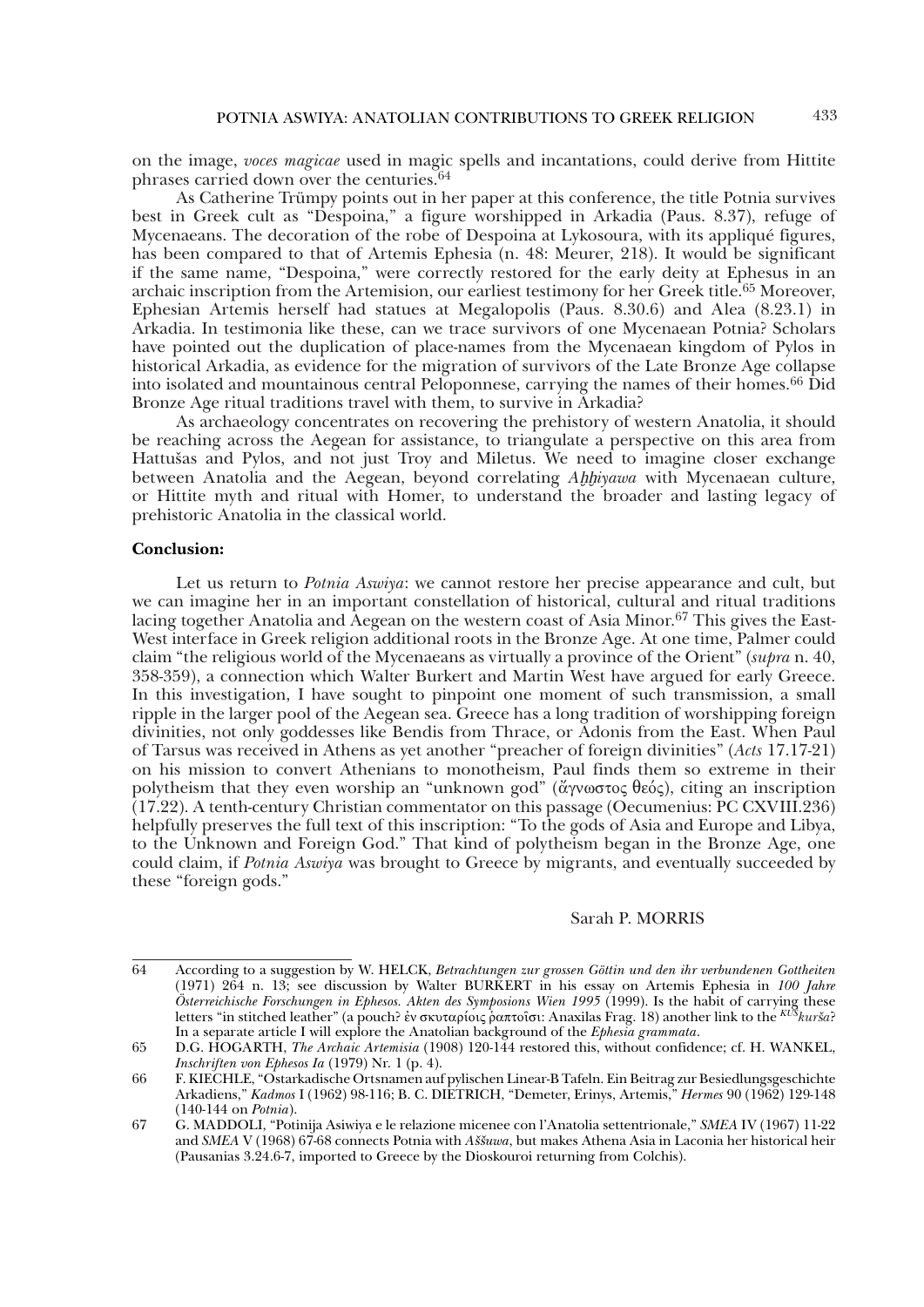on the image, *voces magicae* used in magic spells and incantations, could derive from Hittite phrases carried down over the centuries.[64]

As Catherine Trümpy points out in her paper at this conference, the title Potnia survives best in Greek cult as "Despoina," a figure worshipped in Arkadia (Paus. 8.37), refuge of Mycenaeans. The decoration of the robe of Despoina at Lykosoura, with its appliqué figures, has been compared to that of Artemis Ephesia (n. 48: Meurer, 218). It would be significant if the same name, "Despoina," were correctly restored for the early deity at Ephesus in an archaic inscription from the Artemision, our earliest testimony for her Greek title.[65] Moreover, Ephesian Artemis herself had statues at Megalopolis (Paus. 8.30.6) and Alea (8.23.1) in Arkadia. In testimonia like these, can we trace survivors of one Mycenaean Potnia? Scholars have pointed out the duplication of place-names from the Mycenaean kingdom of Pylos in historical Arkadia, as evidence for the migration of survivors of the Late Bronze Age collapse into isolated and mountainous central Peloponnese, carrying the names of their homes.[66] Did Bronze Age ritual traditions travel with them, to survive in Arkadia?

As archaeology concentrates on recovering the prehistory of western Anatolia, it should be reaching across the Aegean for assistance, to triangulate a perspective on this area from Hattušas and Pylos, and not just Troy and Miletus. We need to imagine closer exchange between Anatolia and the Aegean, beyond correlating *Aḫḫiyawa* with Mycenaean culture, or Hittite myth and ritual with Homer, to understand the broader and lasting legacy of prehistoric Anatolia in the classical world.

**Conclusion:**

Let us return to *Potnia Aswiya*: we cannot restore her precise appearance and cult, but we can imagine her in an important constellation of historical, cultural and ritual traditions lacing together Anatolia and Aegean on the western coast of Asia Minor.[67] This gives the East-West interface in Greek religion additional roots in the Bronze Age. At one time, Palmer could claim "the religious world of the Mycenaeans as virtually a province of the Orient" (*supra* n. 40, 358-359), a connection which Walter Burkert and Martin West have argued for early Greece. In this investigation, I have sought to pinpoint one moment of such transmission, a small ripple in the larger pool of the Aegean sea. Greece has a long tradition of worshipping foreign divinities, not only goddesses like Bendis from Thrace, or Adonis from the East. When Paul of Tarsus was received in Athens as yet another "preacher of foreign divinities" (*Acts* 17.17-21) on his mission to convert Athenians to monotheism, Paul finds them so extreme in their polytheism that they even worship an "unknown god" (ἄγνωστος θεός), citing an inscription (17.22). A tenth-century Christian commentator on this passage (Oecumenius: PC CXVIII.236) helpfully preserves the full text of this inscription: "To the gods of Asia and Europe and Libya, to the Unknown and Foreign God." That kind of polytheism began in the Bronze Age, one could claim, if *Potnia Aswiya* was brought to Greece by migrants, and eventually succeeded by these "foreign gods."

Sarah P. MORRIS

---

64 According to a suggestion by W. HELCK, *Betrachtungen zur grossen Göttin und den ihr verbundenen Gottheiten* (1971) 264 n. 13; see discussion by Walter BURKERT in his essay on Artemis Ephesia in *100 Jahre Österreichische Forschungen in Ephesos. Akten des Symposions Wien 1995* (1999). Is the habit of carrying these letters "in stitched leather" (a pouch? ἐν σκυταρίοις ῥαπτοῖσι: Anaxilas Frag. 18) another link to the *KUŠkurša*? In a separate article I will explore the Anatolian background of the *Ephesia grammata*.

65 D.G. HOGARTH, *The Archaic Artemisia* (1908) 120-144 restored this, without confidence; cf. H. WANKEL, *Inschriften von Ephesos Ia* (1979) Nr. 1 (p. 4).

66 F. KIECHLE, "Ostarkadische Ortsnamen auf pylischen Linear-B Tafeln. Ein Beitrag zur Besiedlungsgeschichte Arkadiens," *Kadmos* I (1962) 98-116; B. C. DIETRICH, "Demeter, Erinys, Artemis," *Hermes* 90 (1962) 129-148 (140-144 on *Potnia*).

67 G. MADDOLI, "Potinija Asiwiya e le relazione micenee con l'Anatolia settentrionale," *SMEA* IV (1967) 11-22 and *SMEA* V (1968) 67-68 connects Potnia with *Aššuwa*, but makes Athena Asia in Laconia her historical heir (Pausanias 3.24.6-7, imported to Greece by the Dioskouroi returning from Colchis).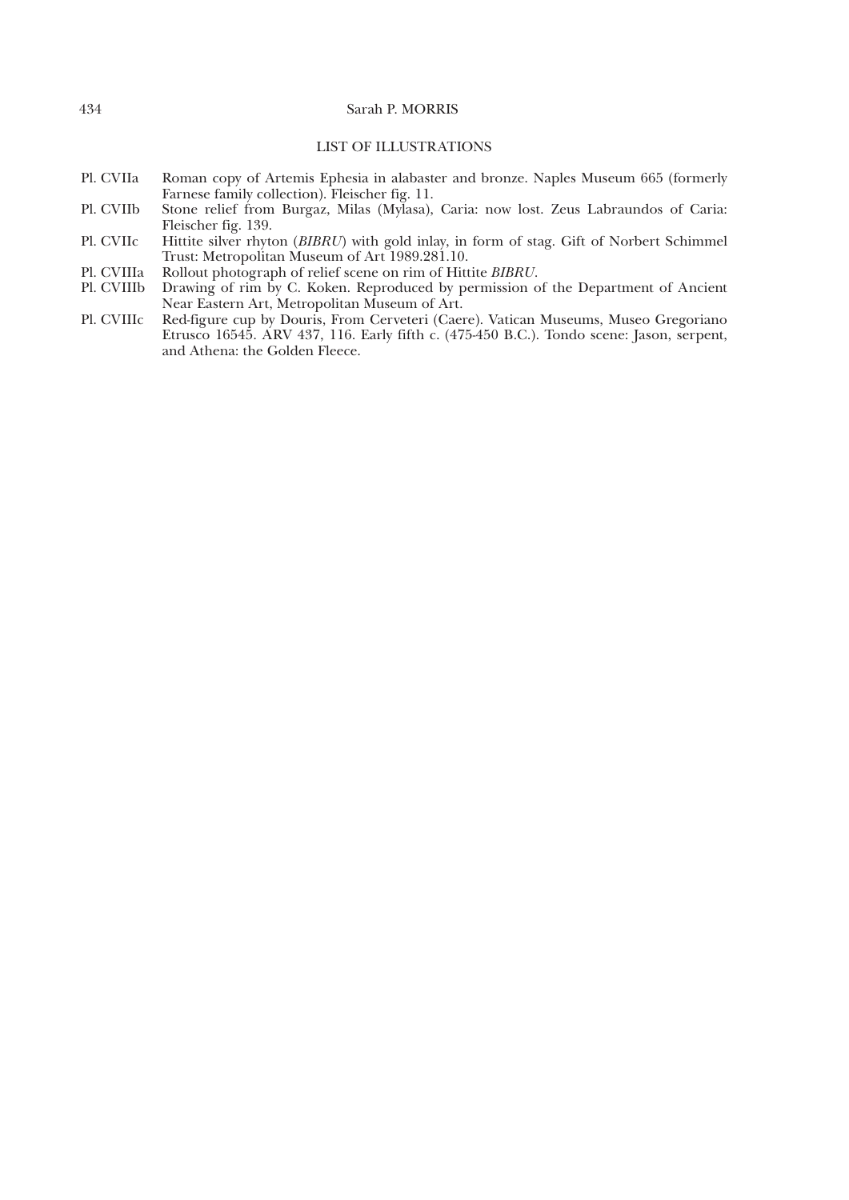## LIST OF ILLUSTRATIONS

| | |
|---|---|
| Pl. CVIIa | Roman copy of Artemis Ephesia in alabaster and bronze. Naples Museum 665 (formerly Farnese family collection). Fleischer fig. 11. |
| Pl. CVIIb | Stone relief from Burgaz, Milas (Mylasa), Caria: now lost. Zeus Labraundos of Caria: Fleischer fig. 139. |
| Pl. CVIIc | Hittite silver rhyton (*BIBRU*) with gold inlay, in form of stag. Gift of Norbert Schimmel Trust: Metropolitan Museum of Art 1989.281.10. |
| Pl. CVIIIa | Rollout photograph of relief scene on rim of Hittite *BIBRU*. |
| Pl. CVIIIb | Drawing of rim by C. Koken. Reproduced by permission of the Department of Ancient Near Eastern Art, Metropolitan Museum of Art. |
| Pl. CVIIIc | Red-figure cup by Douris, From Cerveteri (Caere). Vatican Museums, Museo Gregoriano Etrusco 16545. ARV 437, 116. Early fifth c. (475-450 B.C.). Tondo scene: Jason, serpent, and Athena: the Golden Fleece. |